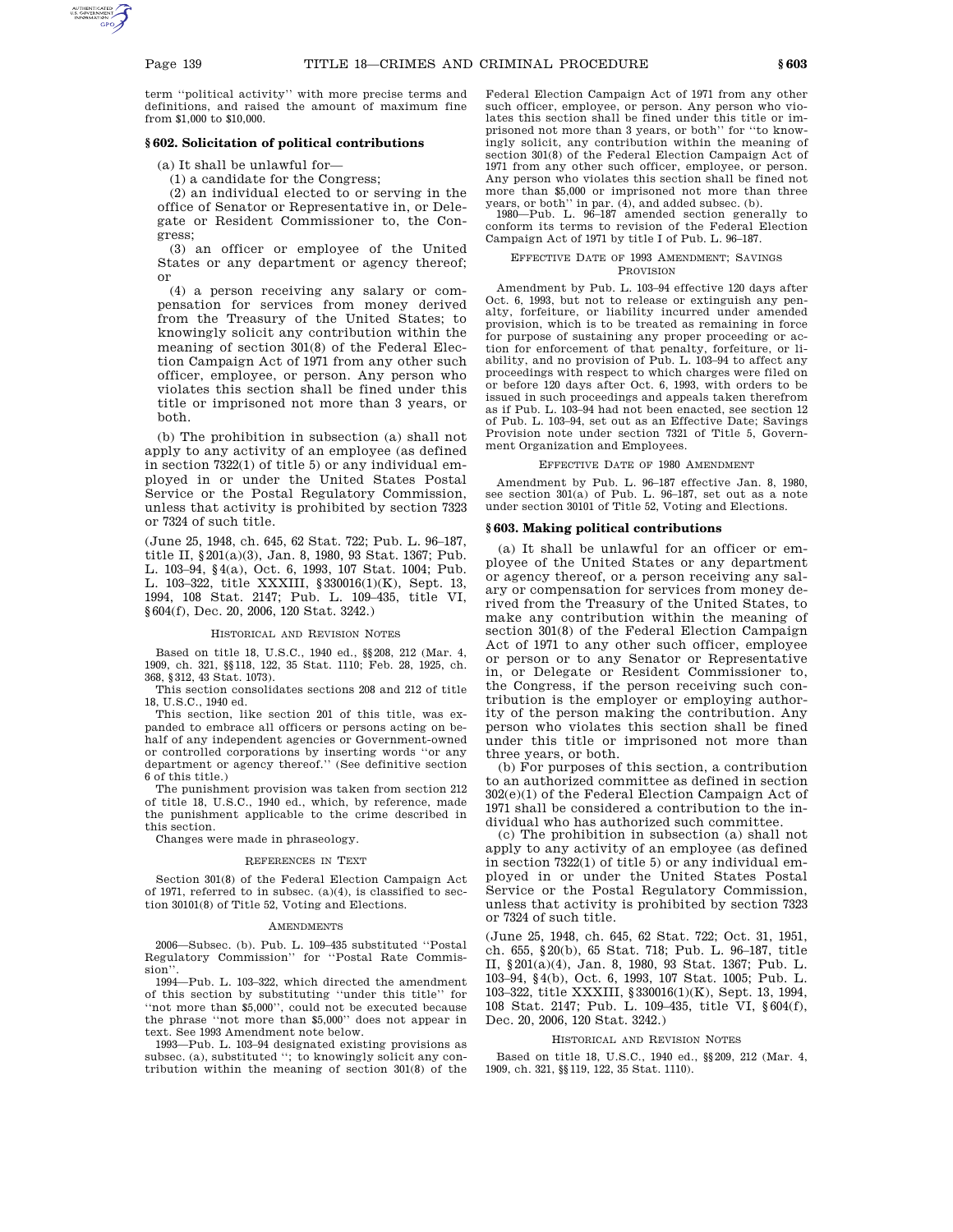term ''political activity'' with more precise terms and definitions, and raised the amount of maximum fine from $1,000 to $10,000.

### § 602. Solicitation of political contributions

(a) It shall be unlawful for—

(1) a candidate for the Congress;

(2) an individual elected to or serving in the office of Senator or Representative in, or Delegate or Resident Commissioner to, the Congress;

(3) an officer or employee of the United States or any department or agency thereof; or

(4) a person receiving any salary or compensation for services from money derived from the Treasury of the United States; to knowingly solicit any contribution within the meaning of section 301(8) of the Federal Election Campaign Act of 1971 from any other such officer, employee, or person. Any person who violates this section shall be fined under this title or imprisoned not more than 3 years, or both.

(b) The prohibition in subsection (a) shall not apply to any activity of an employee (as defined in section 7322(1) of title 5) or any individual employed in or under the United States Postal Service or the Postal Regulatory Commission, unless that activity is prohibited by section 7323 or 7324 of such title.

(June 25, 1948, ch. 645, 62 Stat. 722; Pub. L. 96–187, title II, § 201(a)(3), Jan. 8, 1980, 93 Stat. 1367; Pub. L. 103–94, § 4(a), Oct. 6, 1993, 107 Stat. 1004; Pub. L. 103–322, title XXXIII, § 330016(1)(K), Sept. 13, 1994, 108 Stat. 2147; Pub. L. 109–435, title VI, § 604(f), Dec. 20, 2006, 120 Stat. 3242.)

#### HISTORICAL AND REVISION NOTES

Based on title 18, U.S.C., 1940 ed., §§ 208, 212 (Mar. 4, 1909, ch. 321, §§ 118, 122, 35 Stat. 1110; Feb. 28, 1925, ch. 368, § 312, 43 Stat. 1073).

This section consolidates sections 208 and 212 of title 18, U.S.C., 1940 ed.

This section, like section 201 of this title, was expanded to embrace all officers or persons acting on behalf of any independent agencies or Government-owned or controlled corporations by inserting words ''or any department or agency thereof.'' (See definitive section 6 of this title.)

The punishment provision was taken from section 212 of title 18, U.S.C., 1940 ed., which, by reference, made the punishment applicable to the crime described in this section.

Changes were made in phraseology.

#### REFERENCES IN TEXT

Section 301(8) of the Federal Election Campaign Act of 1971, referred to in subsec. (a)(4), is classified to section 30101(8) of Title 52, Voting and Elections.

#### AMENDMENTS

2006—Subsec. (b). Pub. L. 109–435 substituted ''Postal Regulatory Commission'' for ''Postal Rate Commission''.

1994—Pub. L. 103–322, which directed the amendment of this section by substituting ''under this title'' for ''not more than $5,000'', could not be executed because the phrase ''not more than $5,000'' does not appear in text. See 1993 Amendment note below.

1993—Pub. L. 103–94 designated existing provisions as subsec. (a), substituted ''; to knowingly solicit any contribution within the meaning of section 301(8) of the Federal Election Campaign Act of 1971 from any other such officer, employee, or person. Any person who violates this section shall be fined under this title or imprisoned not more than 3 years, or both'' for ''to knowingly solicit, any contribution within the meaning of section 301(8) of the Federal Election Campaign Act of 1971 from any other such officer, employee, or person. Any person who violates this section shall be fined not more than $5,000 or imprisoned not more than three years, or both'' in par. (4), and added subsec. (b).

1980—Pub. L. 96–187 amended section generally to conform its terms to revision of the Federal Election Campaign Act of 1971 by title I of Pub. L. 96–187.

#### EFFECTIVE DATE OF 1993 AMENDMENT; SAVINGS PROVISION

Amendment by Pub. L. 103–94 effective 120 days after Oct. 6, 1993, but not to release or extinguish any penalty, forfeiture, or liability incurred under amended provision, which is to be treated as remaining in force for purpose of sustaining any proper proceeding or action for enforcement of that penalty, forfeiture, or liability, and no provision of Pub. L. 103–94 to affect any proceedings with respect to which charges were filed on or before 120 days after Oct. 6, 1993, with orders to be issued in such proceedings and appeals taken therefrom as if Pub. L. 103–94 had not been enacted, see section 12 of Pub. L. 103–94, set out as an Effective Date; Savings Provision note under section 7321 of Title 5, Government Organization and Employees.

#### EFFECTIVE DATE OF 1980 AMENDMENT

Amendment by Pub. L. 96–187 effective Jan. 8, 1980, see section 301(a) of Pub. L. 96–187, set out as a note under section 30101 of Title 52, Voting and Elections.

### § 603. Making political contributions

(a) It shall be unlawful for an officer or employee of the United States or any department or agency thereof, or a person receiving any salary or compensation for services from money derived from the Treasury of the United States, to make any contribution within the meaning of section 301(8) of the Federal Election Campaign Act of 1971 to any other such officer, employee or person or to any Senator or Representative in, or Delegate or Resident Commissioner to, the Congress, if the person receiving such contribution is the employer or employing authority of the person making the contribution. Any person who violates this section shall be fined under this title or imprisoned not more than three years, or both.

(b) For purposes of this section, a contribution to an authorized committee as defined in section 302(e)(1) of the Federal Election Campaign Act of 1971 shall be considered a contribution to the individual who has authorized such committee.

(c) The prohibition in subsection (a) shall not apply to any activity of an employee (as defined in section 7322(1) of title 5) or any individual employed in or under the United States Postal Service or the Postal Regulatory Commission, unless that activity is prohibited by section 7323 or 7324 of such title.

(June 25, 1948, ch. 645, 62 Stat. 722; Oct. 31, 1951, ch. 655, § 20(b), 65 Stat. 718; Pub. L. 96–187, title II, § 201(a)(4), Jan. 8, 1980, 93 Stat. 1367; Pub. L. 103–94, § 4(b), Oct. 6, 1993, 107 Stat. 1005; Pub. L. 103–322, title XXXIII, § 330016(1)(K), Sept. 13, 1994, 108 Stat. 2147; Pub. L. 109–435, title VI, § 604(f), Dec. 20, 2006, 120 Stat. 3242.)

#### HISTORICAL AND REVISION NOTES

Based on title 18, U.S.C., 1940 ed., §§ 209, 212 (Mar. 4, 1909, ch. 321, §§ 119, 122, 35 Stat. 1110).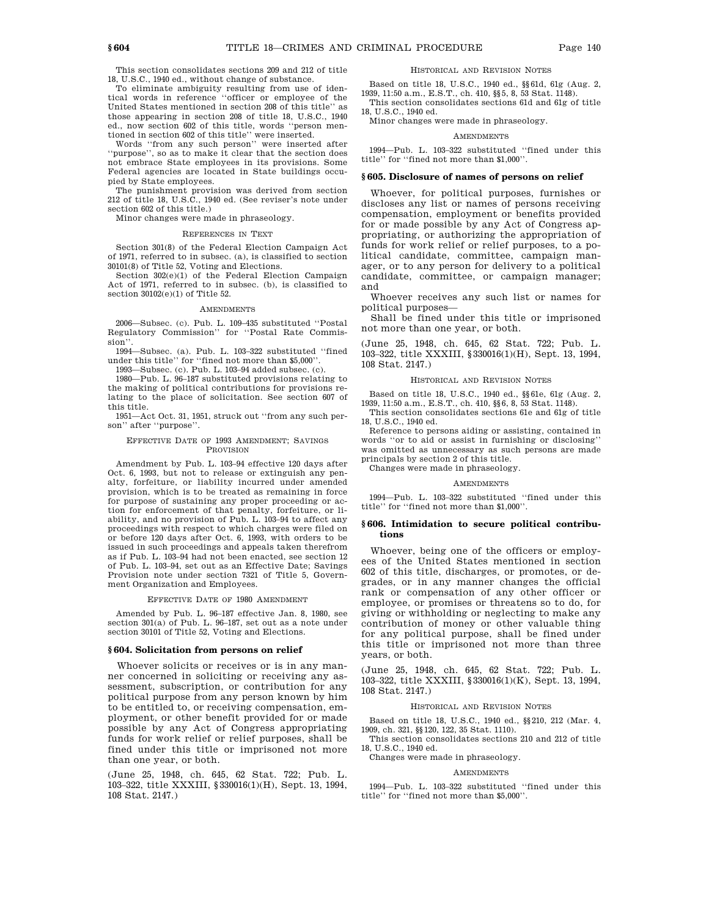This section consolidates sections 209 and 212 of title 18, U.S.C., 1940 ed., without change of substance.

To eliminate ambiguity resulting from use of identical words in reference ''officer or employee of the United States mentioned in section 208 of this title'' as those appearing in section 208 of title 18, U.S.C., 1940 ed., now section 602 of this title, words ''person mentioned in section 602 of this title'' were inserted.

Words ''from any such person'' were inserted after ''purpose'', so as to make it clear that the section does not embrace State employees in its provisions. Some Federal agencies are located in State buildings occupied by State employees.

The punishment provision was derived from section 212 of title 18, U.S.C., 1940 ed. (See reviser's note under section 602 of this title.)

Minor changes were made in phraseology.

#### REFERENCES IN TEXT

Section 301(8) of the Federal Election Campaign Act of 1971, referred to in subsec. (a), is classified to section 30101(8) of Title 52, Voting and Elections.

Section 302(e)(1) of the Federal Election Campaign Act of 1971, referred to in subsec. (b), is classified to section 30102(e)(1) of Title 52.

#### AMENDMENTS

2006—Subsec. (c). Pub. L. 109–435 substituted ''Postal Regulatory Commission'' for ''Postal Rate Commission''.

1994—Subsec. (a). Pub. L. 103–322 substituted ''fined under this title'' for ''fined not more than $5,000''.

1993—Subsec. (c). Pub. L. 103–94 added subsec. (c).

1980—Pub. L. 96–187 substituted provisions relating to the making of political contributions for provisions relating to the place of solicitation. See section 607 of this title.

1951—Act Oct. 31, 1951, struck out ''from any such person'' after ''purpose''.

#### EFFECTIVE DATE OF 1993 AMENDMENT; SAVINGS PROVISION

Amendment by Pub. L. 103–94 effective 120 days after Oct. 6, 1993, but not to release or extinguish any penalty, forfeiture, or liability incurred under amended provision, which is to be treated as remaining in force for purpose of sustaining any proper proceeding or action for enforcement of that penalty, forfeiture, or liability, and no provision of Pub. L. 103–94 to affect any proceedings with respect to which charges were filed on or before 120 days after Oct. 6, 1993, with orders to be issued in such proceedings and appeals taken therefrom as if Pub. L. 103–94 had not been enacted, see section 12 of Pub. L. 103–94, set out as an Effective Date; Savings Provision note under section 7321 of Title 5, Government Organization and Employees.

#### EFFECTIVE DATE OF 1980 AMENDMENT

Amended by Pub. L. 96–187 effective Jan. 8, 1980, see section 301(a) of Pub. L. 96–187, set out as a note under section 30101 of Title 52, Voting and Elections.

### § 604. Solicitation from persons on relief

Whoever solicits or receives or is in any manner concerned in soliciting or receiving any assessment, subscription, or contribution for any political purpose from any person known by him to be entitled to, or receiving compensation, employment, or other benefit provided for or made possible by any Act of Congress appropriating funds for work relief or relief purposes, shall be fined under this title or imprisoned not more than one year, or both.

(June 25, 1948, ch. 645, 62 Stat. 722; Pub. L. 103–322, title XXXIII, §330016(1)(H), Sept. 13, 1994, 108 Stat. 2147.)

#### HISTORICAL AND REVISION NOTES

Based on title 18, U.S.C., 1940 ed., §§61d, 61g (Aug. 2, 1939, 11:50 a.m., E.S.T., ch. 410, §§5, 8, 53 Stat. 1148).

This section consolidates sections 61d and 61g of title 18, U.S.C., 1940 ed.

Minor changes were made in phraseology.

#### AMENDMENTS

1994—Pub. L. 103–322 substituted ''fined under this title'' for ''fined not more than $1,000''.

### § 605. Disclosure of names of persons on relief

Whoever, for political purposes, furnishes or discloses any list or names of persons receiving compensation, employment or benefits provided for or made possible by any Act of Congress appropriating, or authorizing the appropriation of funds for work relief or relief purposes, to a political candidate, committee, campaign manager, or to any person for delivery to a political candidate, committee, or campaign manager; and

Whoever receives any such list or names for political purposes—

Shall be fined under this title or imprisoned not more than one year, or both.

(June 25, 1948, ch. 645, 62 Stat. 722; Pub. L. 103–322, title XXXIII, §330016(1)(H), Sept. 13, 1994, 108 Stat. 2147.)

#### HISTORICAL AND REVISION NOTES

Based on title 18, U.S.C., 1940 ed., §§61e, 61g (Aug. 2, 1939, 11:50 a.m., E.S.T., ch. 410, §§6, 8, 53 Stat. 1148).

This section consolidates sections 61e and 61g of title 18, U.S.C., 1940 ed.

Reference to persons aiding or assisting, contained in words ''or to aid or assist in furnishing or disclosing'' was omitted as unnecessary as such persons are made principals by section 2 of this title.

Changes were made in phraseology.

#### AMENDMENTS

1994—Pub. L. 103–322 substituted ''fined under this title'' for ''fined not more than $1,000''.

### § 606. Intimidation to secure political contributions

Whoever, being one of the officers or employees of the United States mentioned in section 602 of this title, discharges, or promotes, or degrades, or in any manner changes the official rank or compensation of any other officer or employee, or promises or threatens so to do, for giving or withholding or neglecting to make any contribution of money or other valuable thing for any political purpose, shall be fined under this title or imprisoned not more than three years, or both.

(June 25, 1948, ch. 645, 62 Stat. 722; Pub. L. 103–322, title XXXIII, §330016(1)(K), Sept. 13, 1994, 108 Stat. 2147.)

#### HISTORICAL AND REVISION NOTES

Based on title 18, U.S.C., 1940 ed., §§210, 212 (Mar. 4, 1909, ch. 321, §§120, 122, 35 Stat. 1110).

This section consolidates sections 210 and 212 of title 18, U.S.C., 1940 ed.

Changes were made in phraseology.

#### AMENDMENTS

1994—Pub. L. 103–322 substituted ''fined under this title'' for ''fined not more than $5,000''.